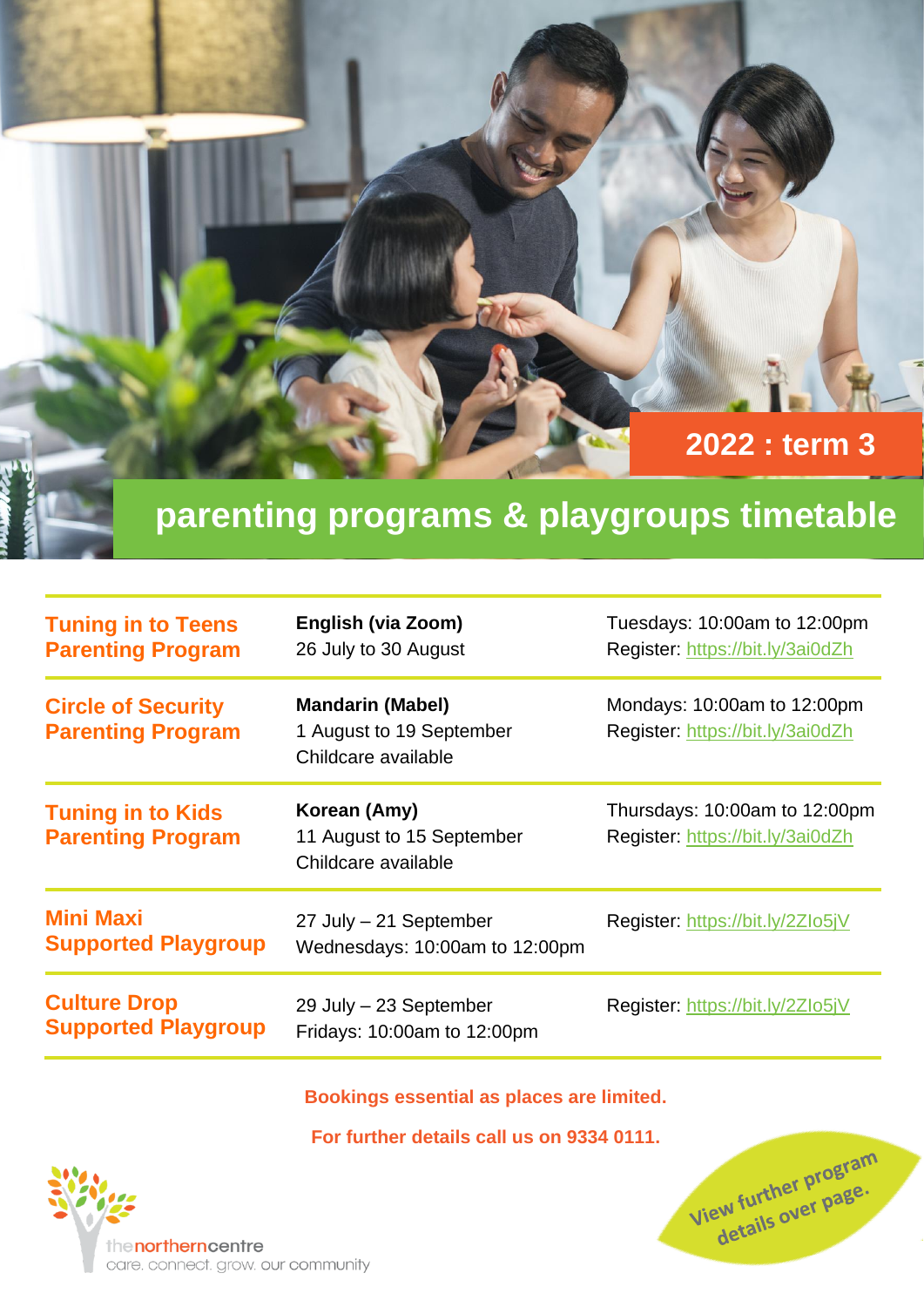2022 : term 3

# parenting programs & playgroups timetable

| | | |
|---|---|---|
| **Tuning in to Teens Parenting Program** | **English (via Zoom)**<br>26 July to 30 August | Tuesdays: 10:00am to 12:00pm<br>Register: https://bit.ly/3ai0dZh |
| **Circle of Security Parenting Program** | **Mandarin (Mabel)**<br>1 August to 19 September<br>Childcare available | Mondays: 10:00am to 12:00pm<br>Register: https://bit.ly/3ai0dZh |
| **Tuning in to Kids Parenting Program** | **Korean (Amy)**<br>11 August to 15 September<br>Childcare available | Thursdays: 10:00am to 12:00pm<br>Register: https://bit.ly/3ai0dZh |
| **Mini Maxi Supported Playgroup** | 27 July – 21 September<br>Wednesdays: 10:00am to 12:00pm | Register: https://bit.ly/2ZIo5jV |
| **Culture Drop Supported Playgroup** | 29 July – 23 September<br>Fridays: 10:00am to 12:00pm | Register: https://bit.ly/2ZIo5jV |

**Bookings essential as places are limited.**

**For further details call us on 9334 0111.**

View further program details over page.

thenortherncentre
care. connect. grow. our community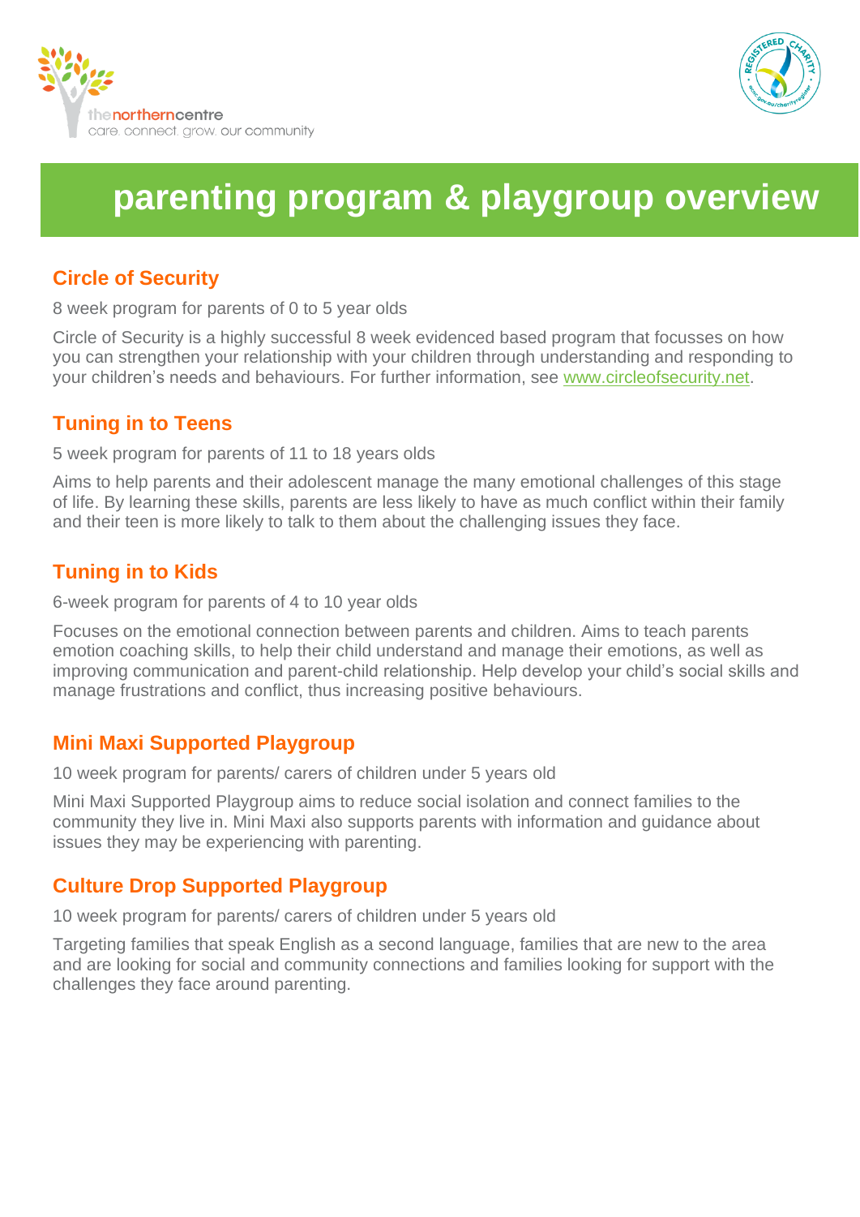thenortherncentre
care. connect. grow. our community

# parenting program & playgroup overview

## Circle of Security

8 week program for parents of 0 to 5 year olds

Circle of Security is a highly successful 8 week evidenced based program that focusses on how you can strengthen your relationship with your children through understanding and responding to your children's needs and behaviours. For further information, see www.circleofsecurity.net.

## Tuning in to Teens

5 week program for parents of 11 to 18 years olds

Aims to help parents and their adolescent manage the many emotional challenges of this stage of life. By learning these skills, parents are less likely to have as much conflict within their family and their teen is more likely to talk to them about the challenging issues they face.

## Tuning in to Kids

6-week program for parents of 4 to 10 year olds

Focuses on the emotional connection between parents and children. Aims to teach parents emotion coaching skills, to help their child understand and manage their emotions, as well as improving communication and parent-child relationship. Help develop your child's social skills and manage frustrations and conflict, thus increasing positive behaviours.

## Mini Maxi Supported Playgroup

10 week program for parents/ carers of children under 5 years old

Mini Maxi Supported Playgroup aims to reduce social isolation and connect families to the community they live in. Mini Maxi also supports parents with information and guidance about issues they may be experiencing with parenting.

## Culture Drop Supported Playgroup

10 week program for parents/ carers of children under 5 years old

Targeting families that speak English as a second language, families that are new to the area and are looking for social and community connections and families looking for support with the challenges they face around parenting.